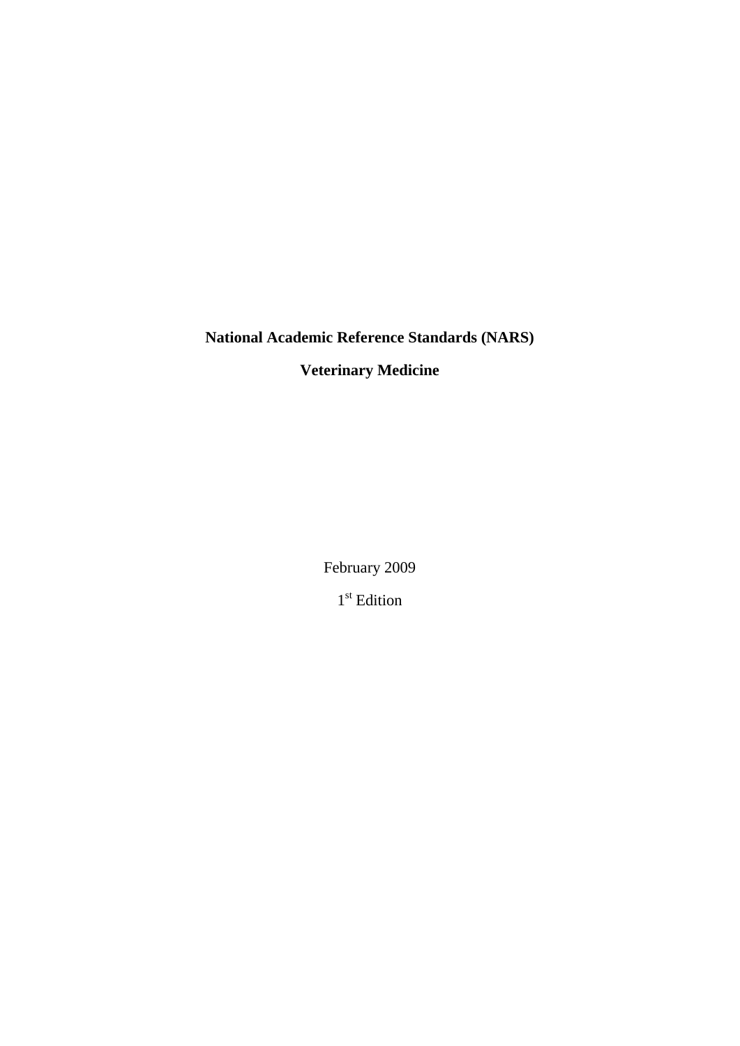# National Academic Reference Standards (NARS)

## Veterinary Medicine

February 2009

1st Edition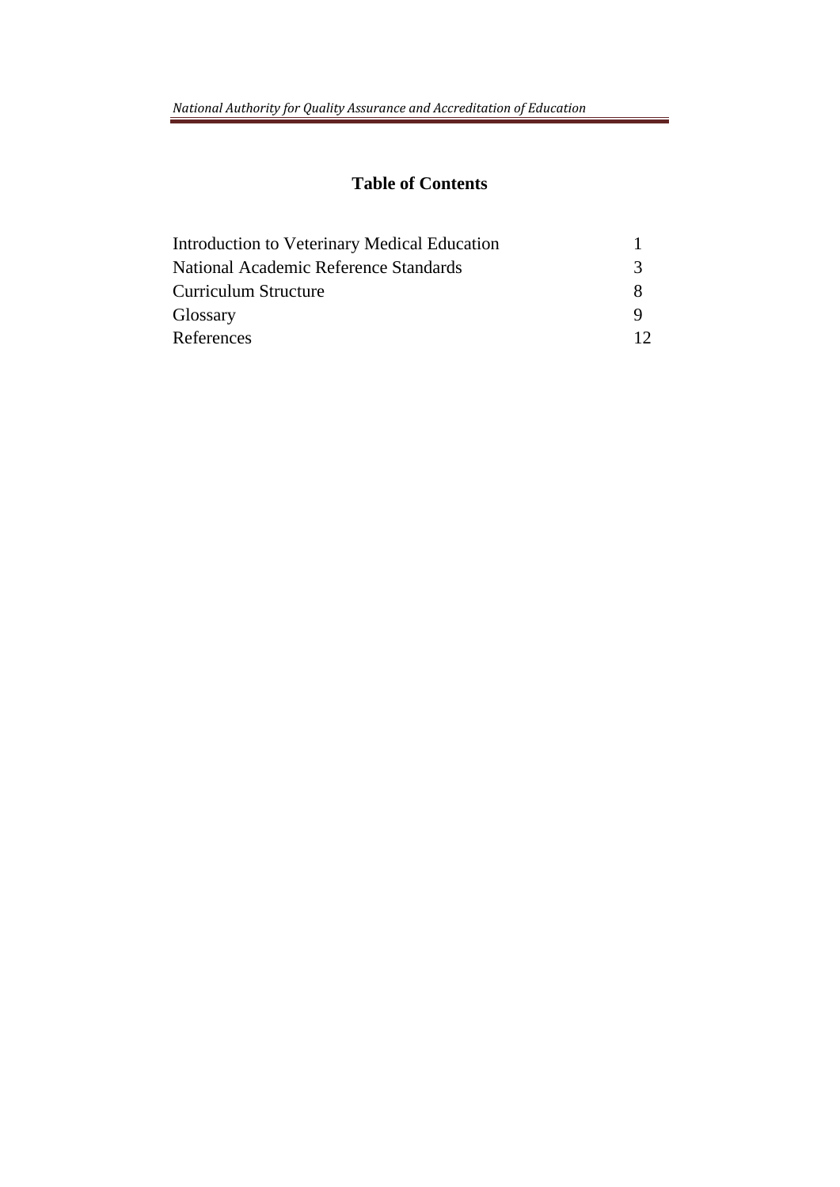# Table of Contents

| | |
|---|---|
| Introduction to Veterinary Medical Education | 1 |
| National Academic Reference Standards | 3 |
| Curriculum Structure | 8 |
| Glossary | 9 |
| References | 12 |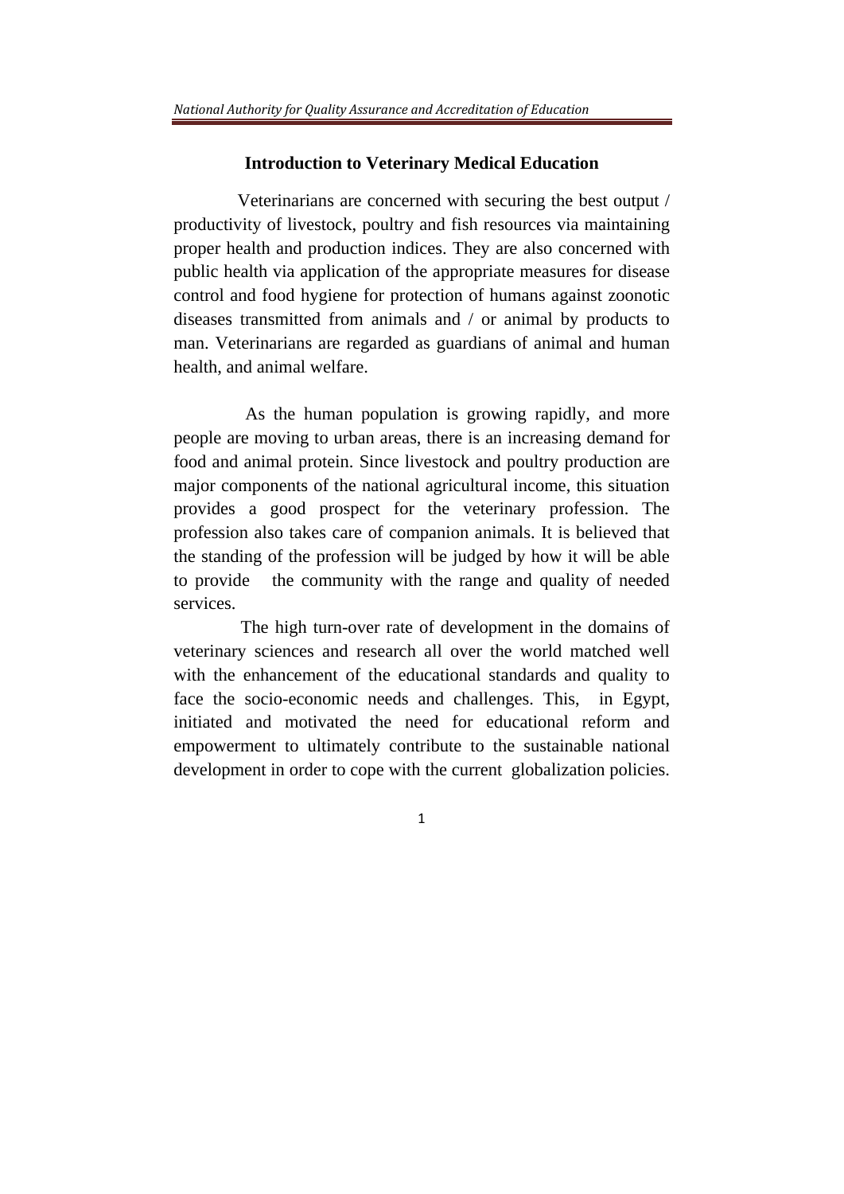## Introduction to Veterinary Medical Education

Veterinarians are concerned with securing the best output / productivity of livestock, poultry and fish resources via maintaining proper health and production indices. They are also concerned with public health via application of the appropriate measures for disease control and food hygiene for protection of humans against zoonotic diseases transmitted from animals and / or animal by products to man. Veterinarians are regarded as guardians of animal and human health, and animal welfare.

As the human population is growing rapidly, and more people are moving to urban areas, there is an increasing demand for food and animal protein. Since livestock and poultry production are major components of the national agricultural income, this situation provides a good prospect for the veterinary profession. The profession also takes care of companion animals. It is believed that the standing of the profession will be judged by how it will be able to provide the community with the range and quality of needed services.

The high turn-over rate of development in the domains of veterinary sciences and research all over the world matched well with the enhancement of the educational standards and quality to face the socio-economic needs and challenges. This, in Egypt, initiated and motivated the need for educational reform and empowerment to ultimately contribute to the sustainable national development in order to cope with the current globalization policies.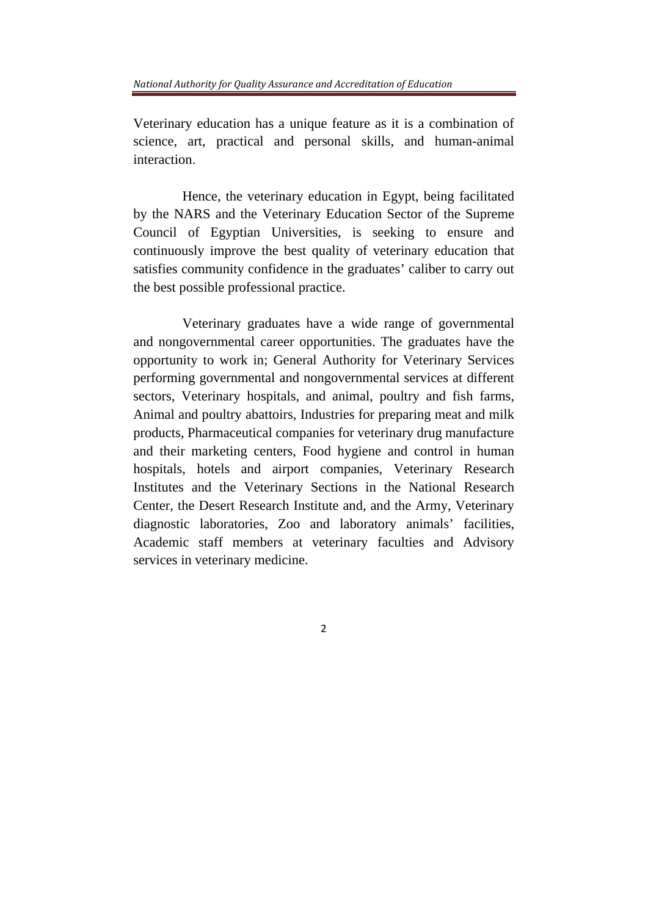Veterinary education has a unique feature as it is a combination of science, art, practical and personal skills, and human-animal interaction.

Hence, the veterinary education in Egypt, being facilitated by the NARS and the Veterinary Education Sector of the Supreme Council of Egyptian Universities, is seeking to ensure and continuously improve the best quality of veterinary education that satisfies community confidence in the graduates' caliber to carry out the best possible professional practice.

Veterinary graduates have a wide range of governmental and nongovernmental career opportunities. The graduates have the opportunity to work in; General Authority for Veterinary Services performing governmental and nongovernmental services at different sectors, Veterinary hospitals, and animal, poultry and fish farms, Animal and poultry abattoirs, Industries for preparing meat and milk products, Pharmaceutical companies for veterinary drug manufacture and their marketing centers, Food hygiene and control in human hospitals, hotels and airport companies, Veterinary Research Institutes and the Veterinary Sections in the National Research Center, the Desert Research Institute and, and the Army, Veterinary diagnostic laboratories, Zoo and laboratory animals' facilities, Academic staff members at veterinary faculties and Advisory services in veterinary medicine.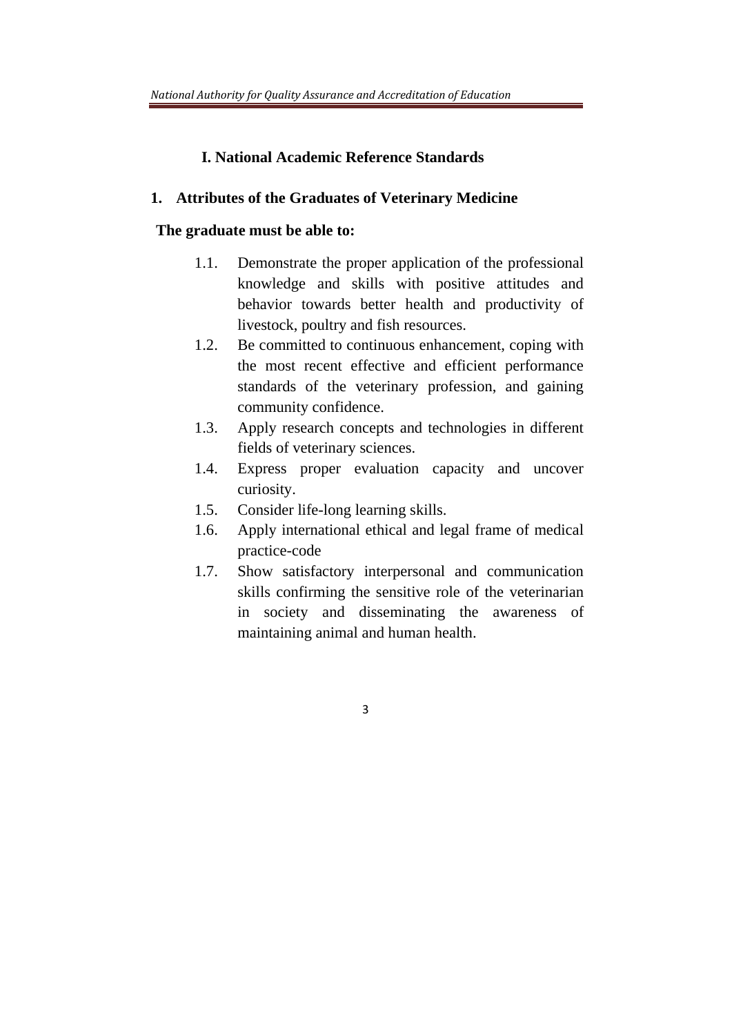# I. National Academic Reference Standards

## 1. Attributes of the Graduates of Veterinary Medicine

**The graduate must be able to:**

1.1. Demonstrate the proper application of the professional knowledge and skills with positive attitudes and behavior towards better health and productivity of livestock, poultry and fish resources.

1.2. Be committed to continuous enhancement, coping with the most recent effective and efficient performance standards of the veterinary profession, and gaining community confidence.

1.3. Apply research concepts and technologies in different fields of veterinary sciences.

1.4. Express proper evaluation capacity and uncover curiosity.

1.5. Consider life-long learning skills.

1.6. Apply international ethical and legal frame of medical practice-code

1.7. Show satisfactory interpersonal and communication skills confirming the sensitive role of the veterinarian in society and disseminating the awareness of maintaining animal and human health.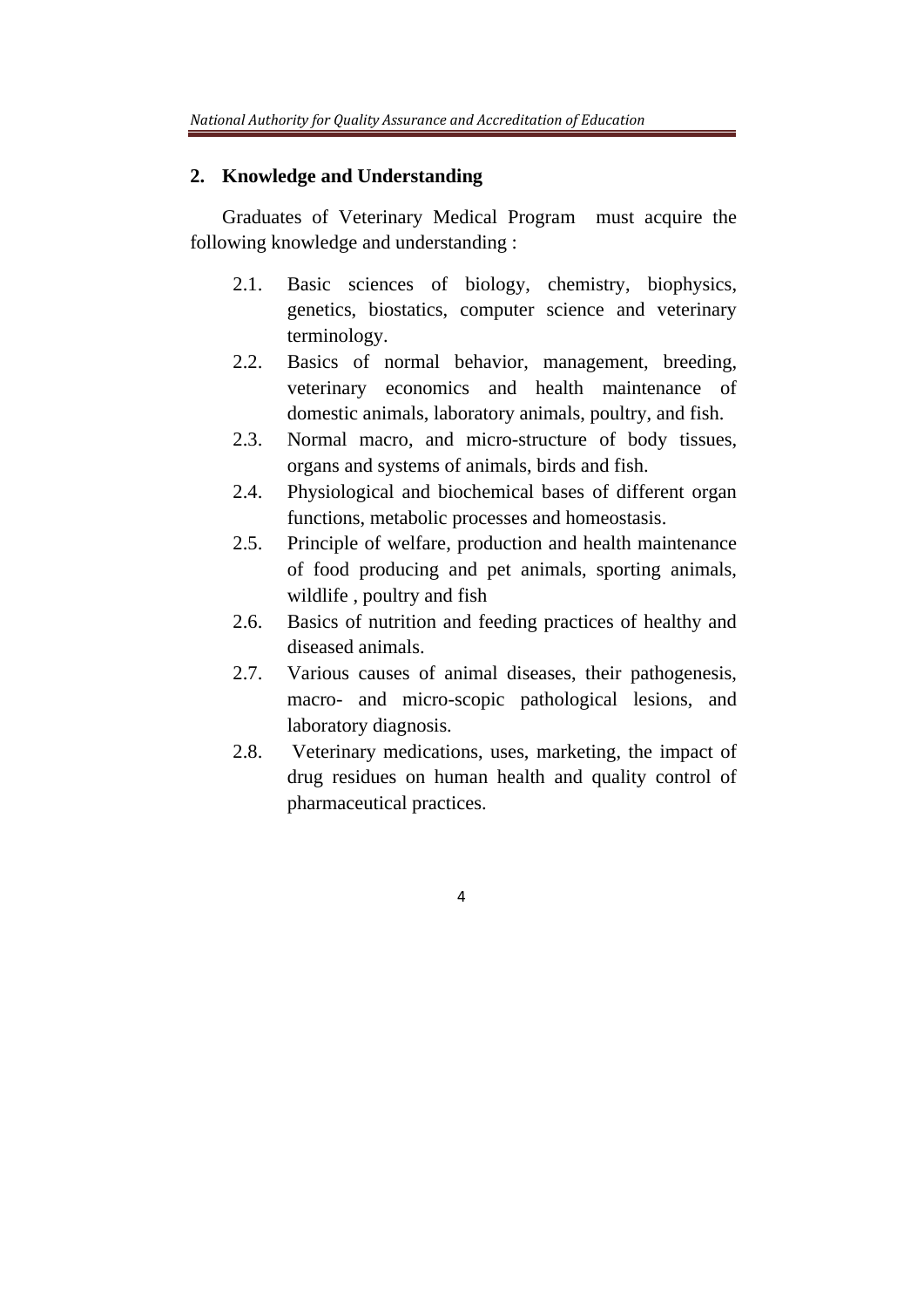## 2. Knowledge and Understanding

Graduates of Veterinary Medical Program must acquire the following knowledge and understanding :

- 2.1. Basic sciences of biology, chemistry, biophysics, genetics, biostatics, computer science and veterinary terminology.
- 2.2. Basics of normal behavior, management, breeding, veterinary economics and health maintenance of domestic animals, laboratory animals, poultry, and fish.
- 2.3. Normal macro, and micro-structure of body tissues, organs and systems of animals, birds and fish.
- 2.4. Physiological and biochemical bases of different organ functions, metabolic processes and homeostasis.
- 2.5. Principle of welfare, production and health maintenance of food producing and pet animals, sporting animals, wildlife , poultry and fish
- 2.6. Basics of nutrition and feeding practices of healthy and diseased animals.
- 2.7. Various causes of animal diseases, their pathogenesis, macro- and micro-scopic pathological lesions, and laboratory diagnosis.
- 2.8. Veterinary medications, uses, marketing, the impact of drug residues on human health and quality control of pharmaceutical practices.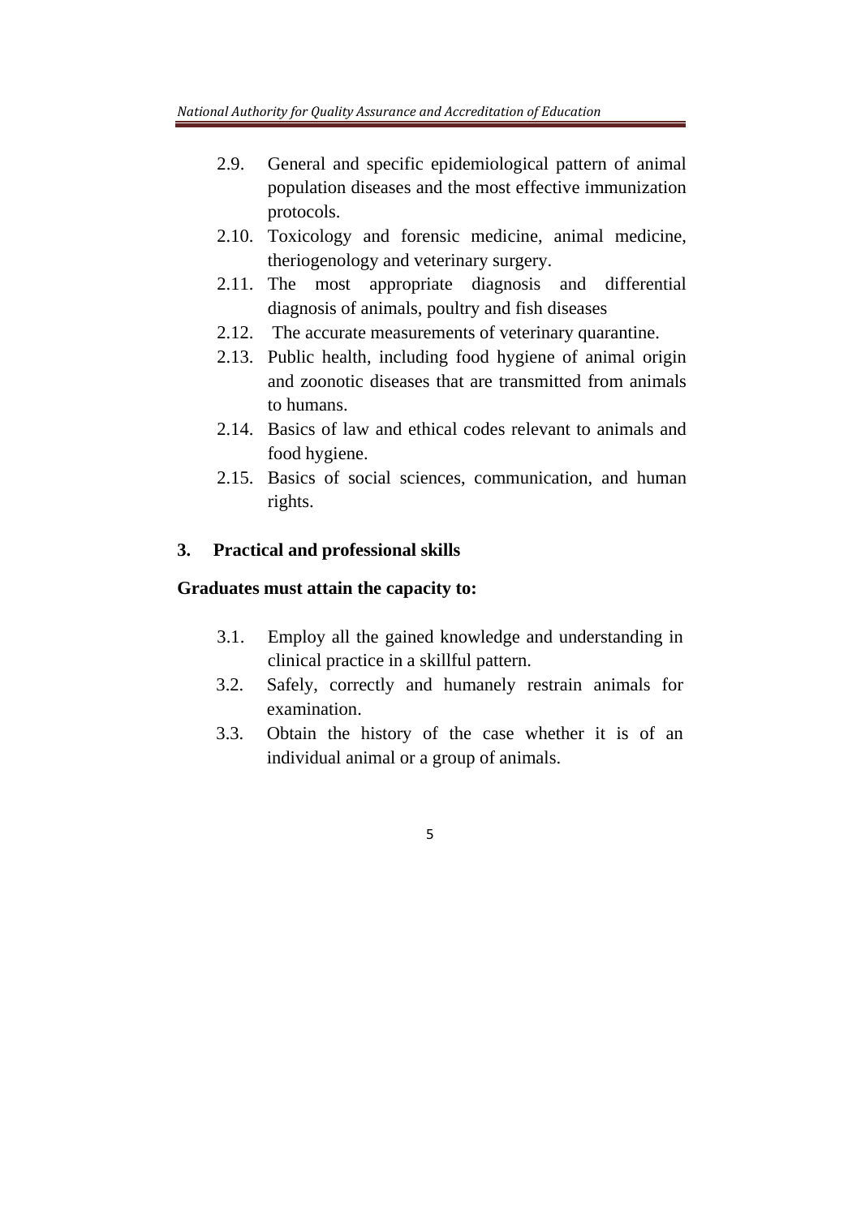2.9. General and specific epidemiological pattern of animal population diseases and the most effective immunization protocols.

2.10. Toxicology and forensic medicine, animal medicine, theriogenology and veterinary surgery.

2.11. The most appropriate diagnosis and differential diagnosis of animals, poultry and fish diseases

2.12. The accurate measurements of veterinary quarantine.

2.13. Public health, including food hygiene of animal origin and zoonotic diseases that are transmitted from animals to humans.

2.14. Basics of law and ethical codes relevant to animals and food hygiene.

2.15. Basics of social sciences, communication, and human rights.

**3. Practical and professional skills**

**Graduates must attain the capacity to:**

3.1. Employ all the gained knowledge and understanding in clinical practice in a skillful pattern.

3.2. Safely, correctly and humanely restrain animals for examination.

3.3. Obtain the history of the case whether it is of an individual animal or a group of animals.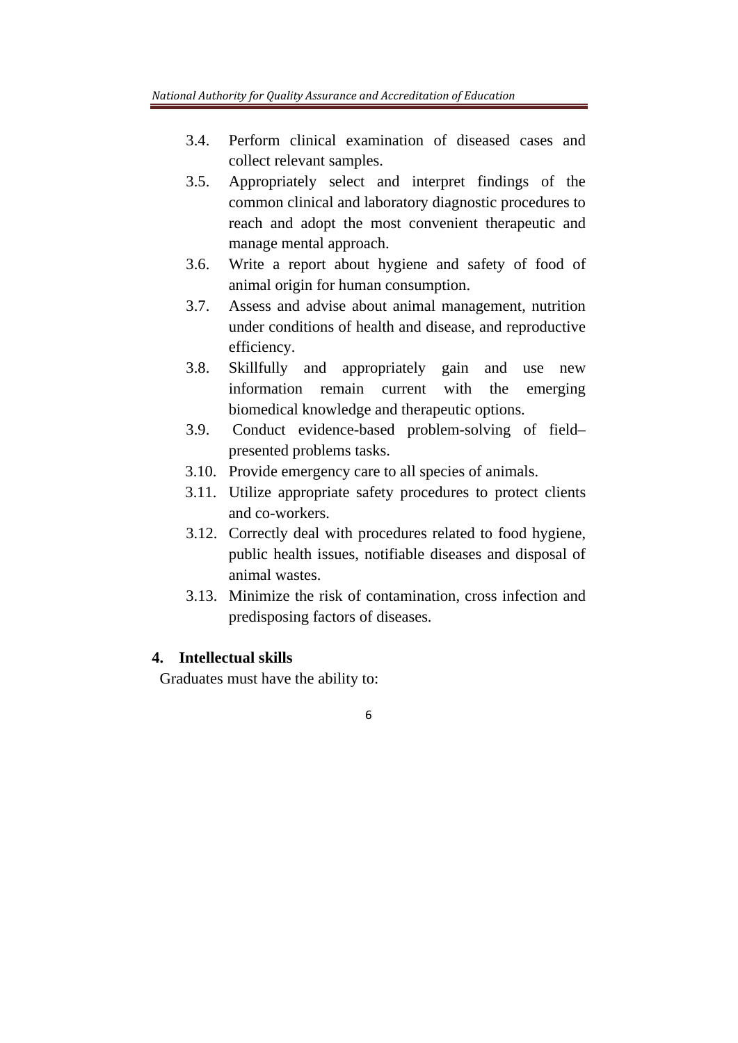3.4. Perform clinical examination of diseased cases and collect relevant samples.

3.5. Appropriately select and interpret findings of the common clinical and laboratory diagnostic procedures to reach and adopt the most convenient therapeutic and manage mental approach.

3.6. Write a report about hygiene and safety of food of animal origin for human consumption.

3.7. Assess and advise about animal management, nutrition under conditions of health and disease, and reproductive efficiency.

3.8. Skillfully and appropriately gain and use new information remain current with the emerging biomedical knowledge and therapeutic options.

3.9. Conduct evidence-based problem-solving of field–presented problems tasks.

3.10. Provide emergency care to all species of animals.

3.11. Utilize appropriate safety procedures to protect clients and co-workers.

3.12. Correctly deal with procedures related to food hygiene, public health issues, notifiable diseases and disposal of animal wastes.

3.13. Minimize the risk of contamination, cross infection and predisposing factors of diseases.

**4. Intellectual skills**

Graduates must have the ability to: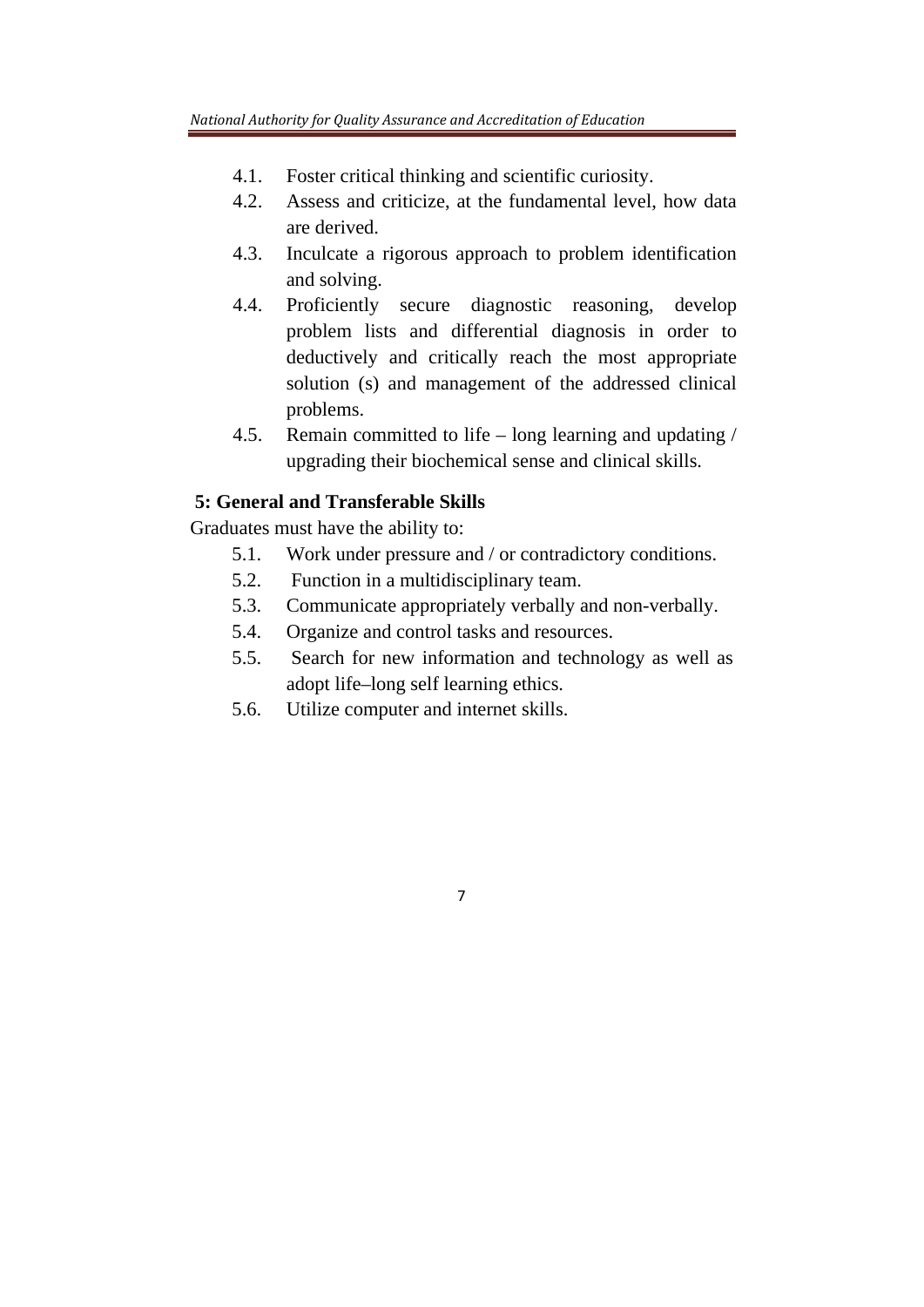4.1. Foster critical thinking and scientific curiosity.
4.2. Assess and criticize, at the fundamental level, how data are derived.
4.3. Inculcate a rigorous approach to problem identification and solving.
4.4. Proficiently secure diagnostic reasoning, develop problem lists and differential diagnosis in order to deductively and critically reach the most appropriate solution (s) and management of the addressed clinical problems.
4.5. Remain committed to life – long learning and updating / upgrading their biochemical sense and clinical skills.

**5: General and Transferable Skills**

Graduates must have the ability to:

5.1. Work under pressure and / or contradictory conditions.
5.2. Function in a multidisciplinary team.
5.3. Communicate appropriately verbally and non-verbally.
5.4. Organize and control tasks and resources.
5.5. Search for new information and technology as well as adopt life–long self learning ethics.
5.6. Utilize computer and internet skills.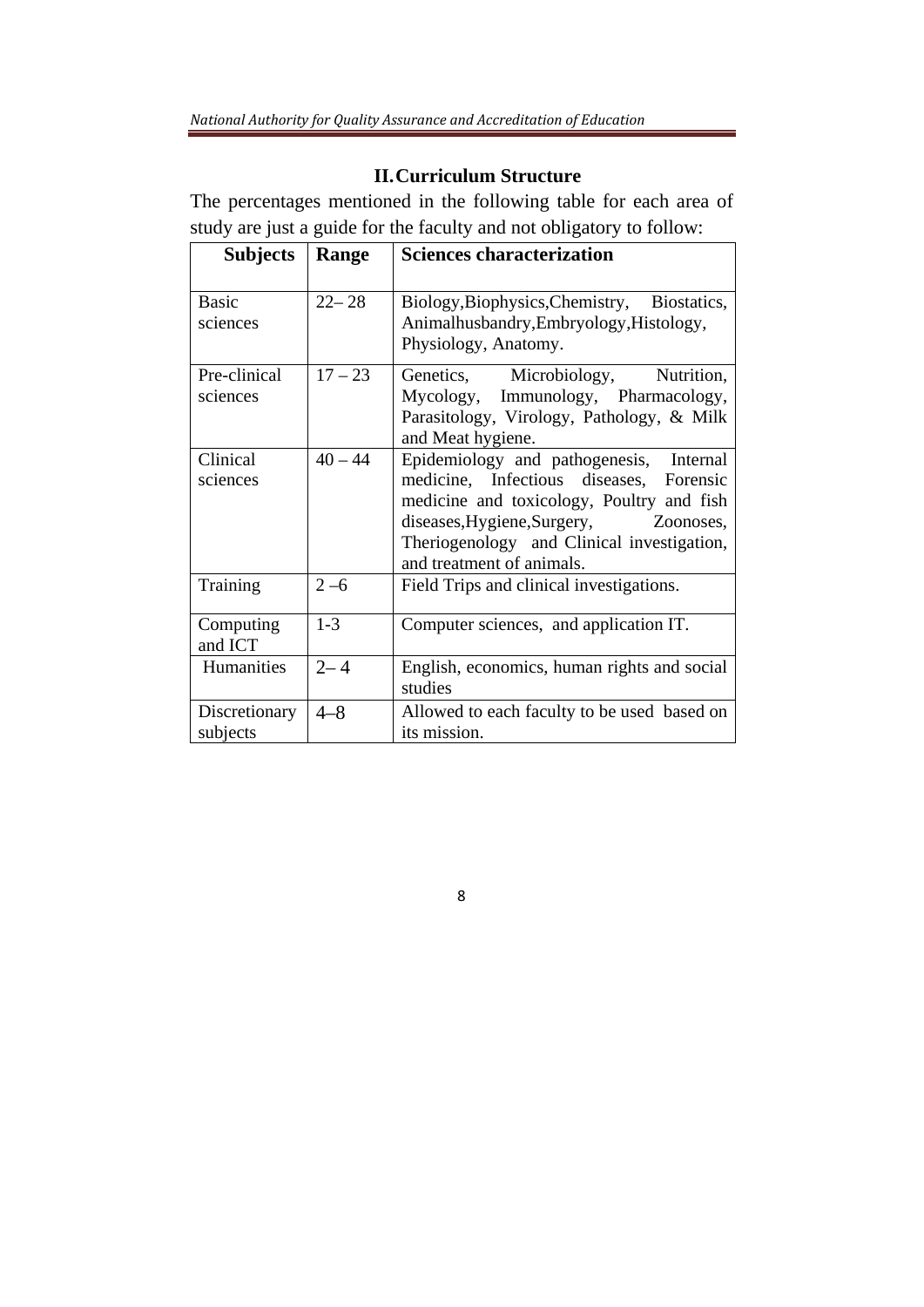## II. Curriculum Structure

The percentages mentioned in the following table for each area of study are just a guide for the faculty and not obligatory to follow:

| Subjects | Range | Sciences characterization |
|---|---|---|
| Basic sciences | 22– 28 | Biology,Biophysics,Chemistry, Biostatics, Animalhusbandry,Embryology,Histology, Physiology, Anatomy. |
| Pre-clinical sciences | 17 – 23 | Genetics, Microbiology, Nutrition, Mycology, Immunology, Pharmacology, Parasitology, Virology, Pathology, & Milk and Meat hygiene. |
| Clinical sciences | 40 – 44 | Epidemiology and pathogenesis, Internal medicine, Infectious diseases, Forensic medicine and toxicology, Poultry and fish diseases,Hygiene,Surgery, Zoonoses, Theriogenology and Clinical investigation, and treatment of animals. |
| Training | 2 –6 | Field Trips and clinical investigations. |
| Computing and ICT | 1-3 | Computer sciences, and application IT. |
| Humanities | 2– 4 | English, economics, human rights and social studies |
| Discretionary subjects | 4–8 | Allowed to each faculty to be used based on its mission. |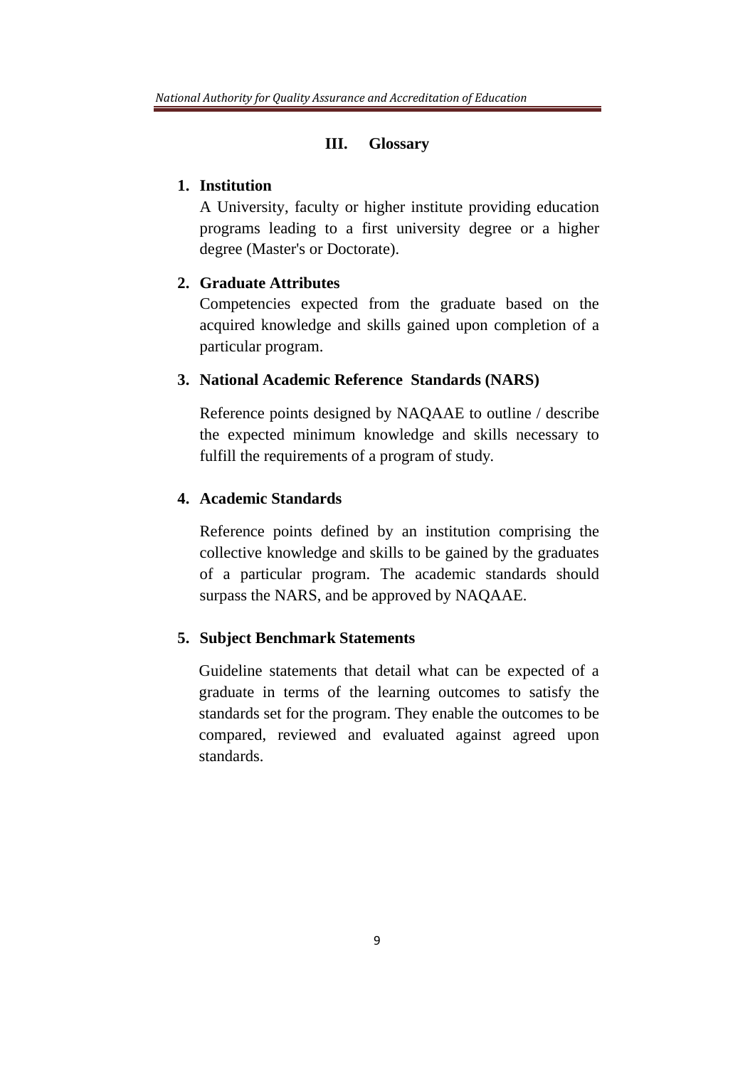## III. Glossary

1. **Institution**

   A University, faculty or higher institute providing education programs leading to a first university degree or a higher degree (Master's or Doctorate).

2. **Graduate Attributes**

   Competencies expected from the graduate based on the acquired knowledge and skills gained upon completion of a particular program.

3. **National Academic Reference Standards (NARS)**

   Reference points designed by NAQAAE to outline / describe the expected minimum knowledge and skills necessary to fulfill the requirements of a program of study.

4. **Academic Standards**

   Reference points defined by an institution comprising the collective knowledge and skills to be gained by the graduates of a particular program. The academic standards should surpass the NARS, and be approved by NAQAAE.

5. **Subject Benchmark Statements**

   Guideline statements that detail what can be expected of a graduate in terms of the learning outcomes to satisfy the standards set for the program. They enable the outcomes to be compared, reviewed and evaluated against agreed upon standards.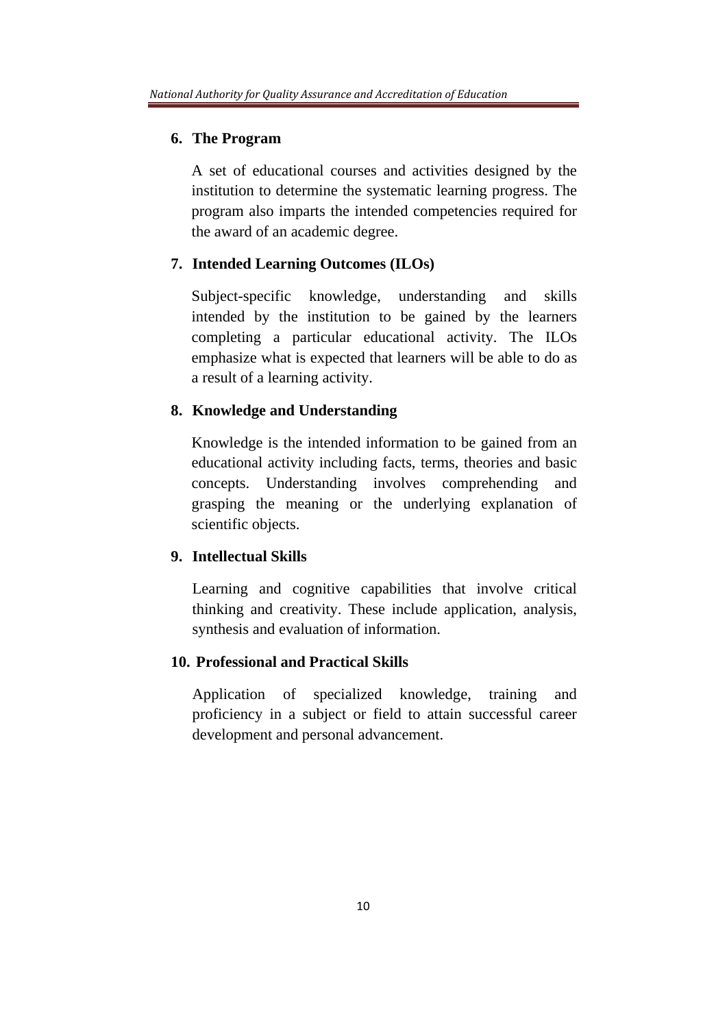### 6. The Program

A set of educational courses and activities designed by the institution to determine the systematic learning progress. The program also imparts the intended competencies required for the award of an academic degree.

### 7. Intended Learning Outcomes (ILOs)

Subject-specific knowledge, understanding and skills intended by the institution to be gained by the learners completing a particular educational activity. The ILOs emphasize what is expected that learners will be able to do as a result of a learning activity.

### 8. Knowledge and Understanding

Knowledge is the intended information to be gained from an educational activity including facts, terms, theories and basic concepts. Understanding involves comprehending and grasping the meaning or the underlying explanation of scientific objects.

### 9. Intellectual Skills

Learning and cognitive capabilities that involve critical thinking and creativity. These include application, analysis, synthesis and evaluation of information.

### 10. Professional and Practical Skills

Application of specialized knowledge, training and proficiency in a subject or field to attain successful career development and personal advancement.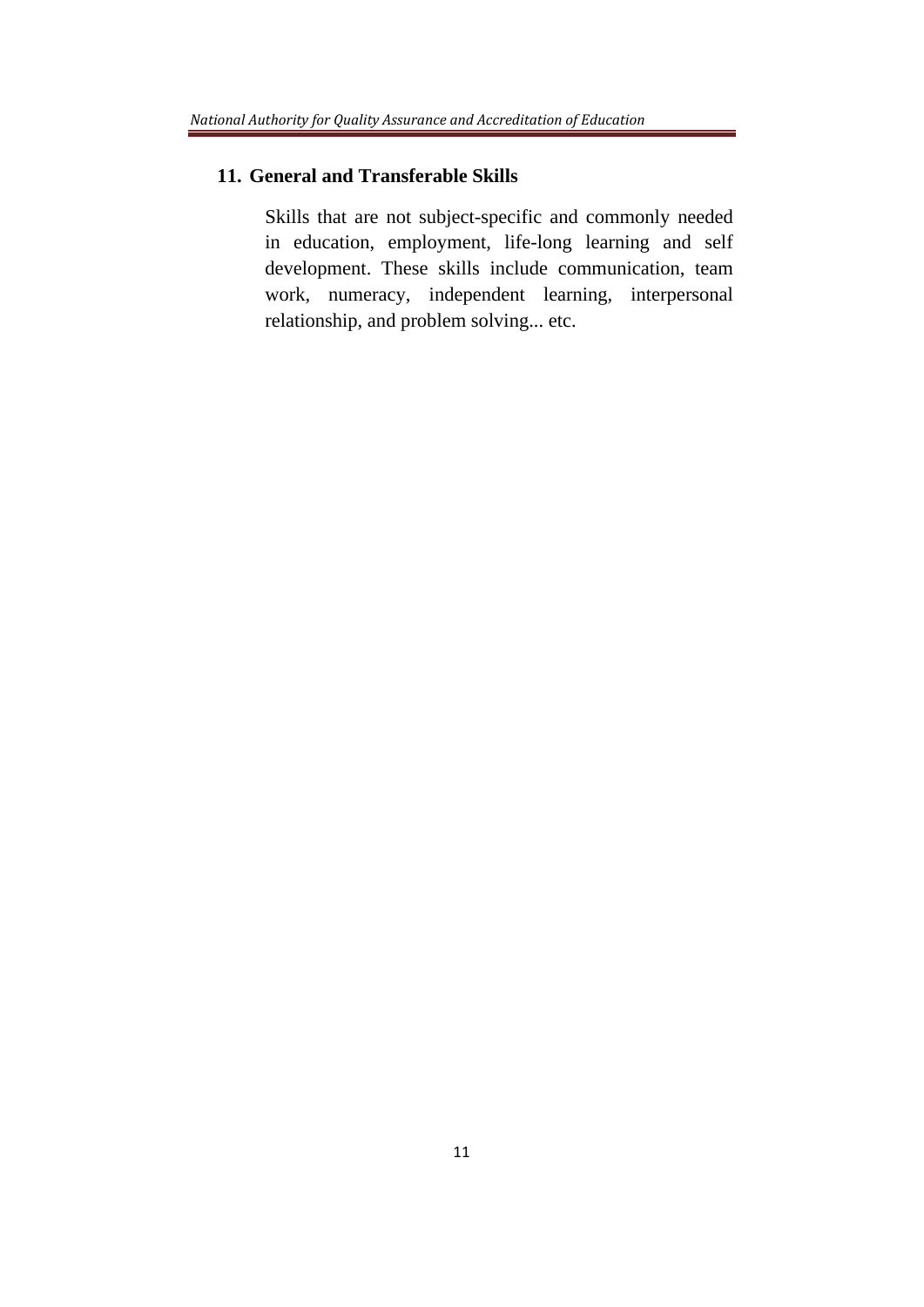## 11. General and Transferable Skills

Skills that are not subject-specific and commonly needed in education, employment, life-long learning and self development. These skills include communication, team work, numeracy, independent learning, interpersonal relationship, and problem solving... etc.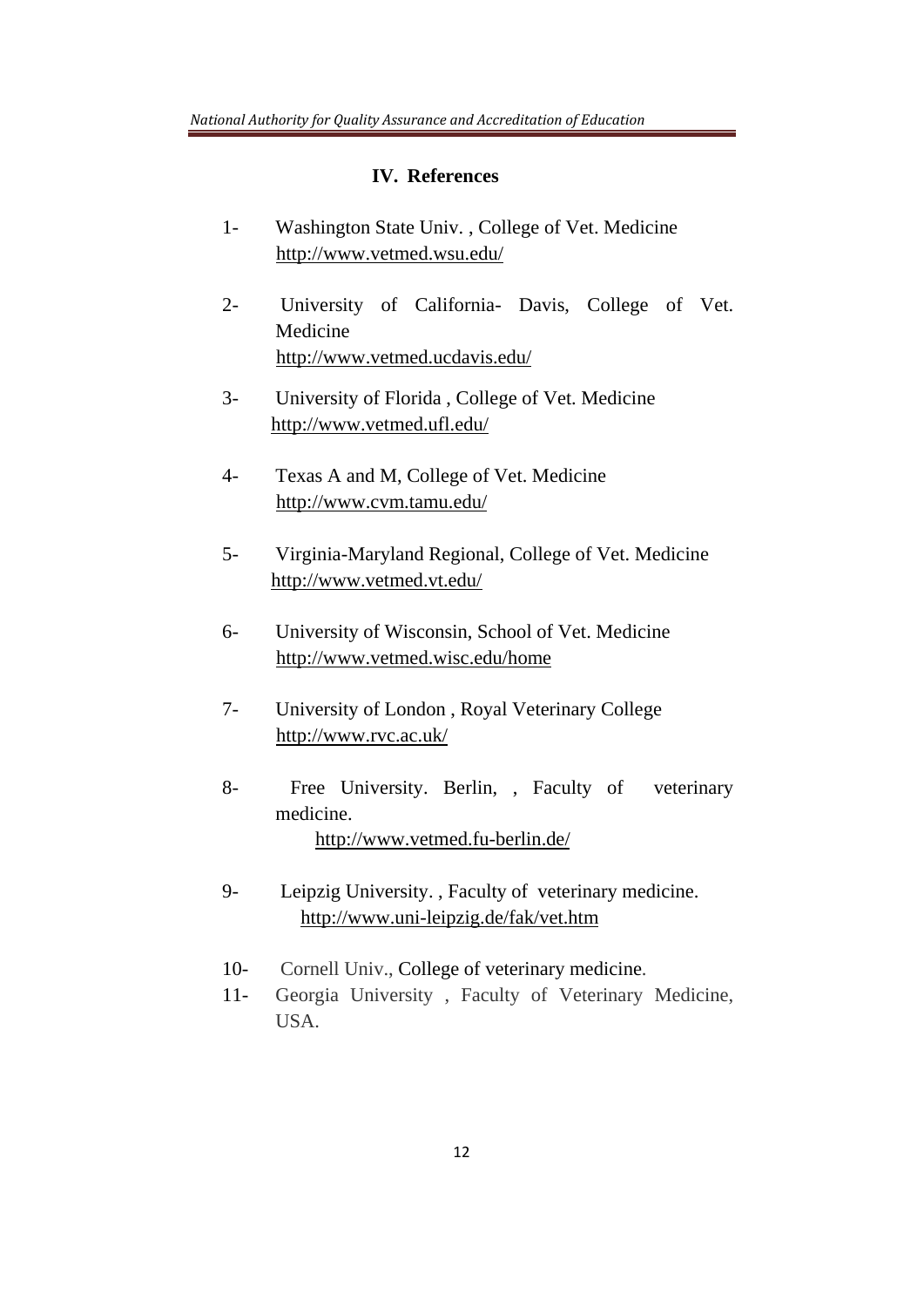## IV. References

1- Washington State Univ. , College of Vet. Medicine
http://www.vetmed.wsu.edu/

2- University of California- Davis, College of Vet. Medicine
http://www.vetmed.ucdavis.edu/

3- University of Florida , College of Vet. Medicine
http://www.vetmed.ufl.edu/

4- Texas A and M, College of Vet. Medicine
http://www.cvm.tamu.edu/

5- Virginia-Maryland Regional, College of Vet. Medicine
http://www.vetmed.vt.edu/

6- University of Wisconsin, School of Vet. Medicine
http://www.vetmed.wisc.edu/home

7- University of London , Royal Veterinary College
http://www.rvc.ac.uk/

8- Free University. Berlin, , Faculty of veterinary medicine.
http://www.vetmed.fu-berlin.de/

9- Leipzig University. , Faculty of veterinary medicine.
http://www.uni-leipzig.de/fak/vet.htm

10- Cornell Univ., College of veterinary medicine.

11- Georgia University , Faculty of Veterinary Medicine, USA.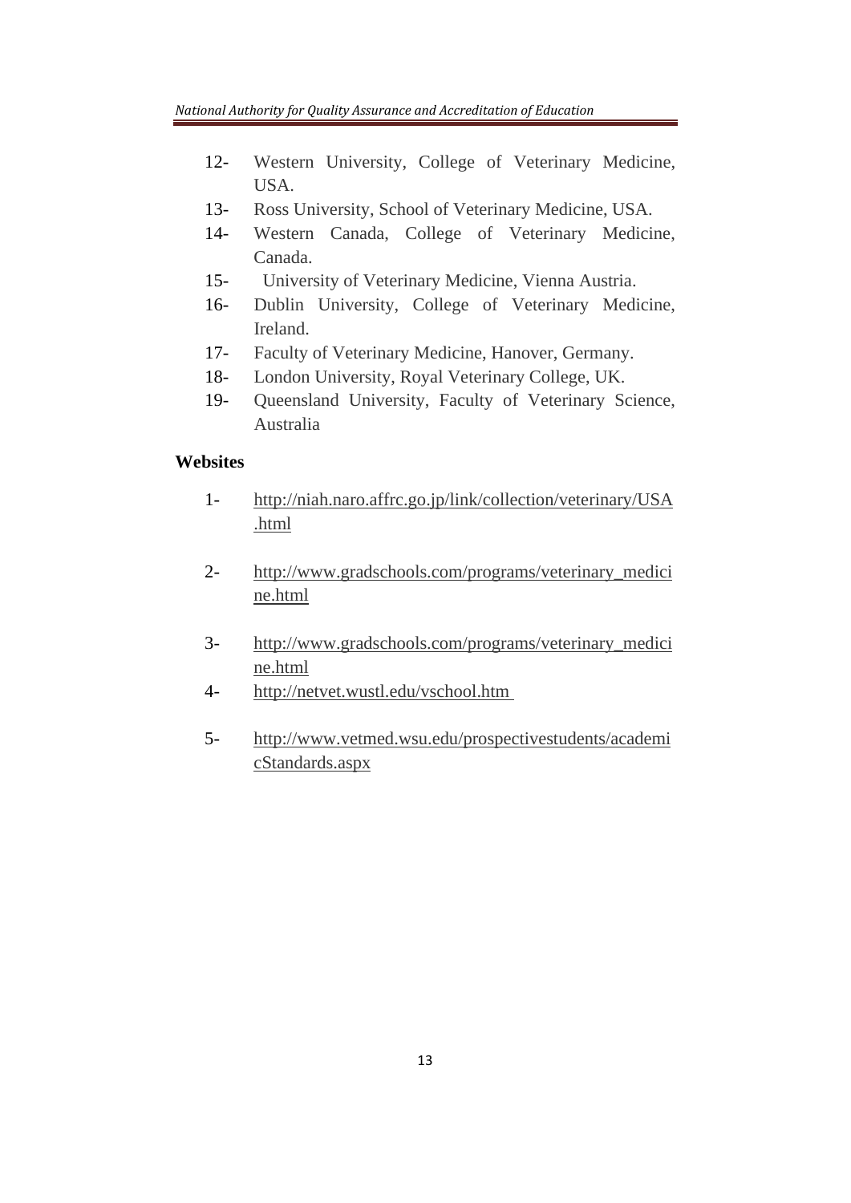12- Western University, College of Veterinary Medicine, USA.
13- Ross University, School of Veterinary Medicine, USA.
14- Western Canada, College of Veterinary Medicine, Canada.
15- University of Veterinary Medicine, Vienna Austria.
16- Dublin University, College of Veterinary Medicine, Ireland.
17- Faculty of Veterinary Medicine, Hanover, Germany.
18- London University, Royal Veterinary College, UK.
19- Queensland University, Faculty of Veterinary Science, Australia

**Websites**

1- http://niah.naro.affrc.go.jp/link/collection/veterinary/USA.html

2- http://www.gradschools.com/programs/veterinary_medicine.html

3- http://www.gradschools.com/programs/veterinary_medicine.html

4- http://netvet.wustl.edu/vschool.htm

5- http://www.vetmed.wsu.edu/prospectivestudents/academicStandards.aspx